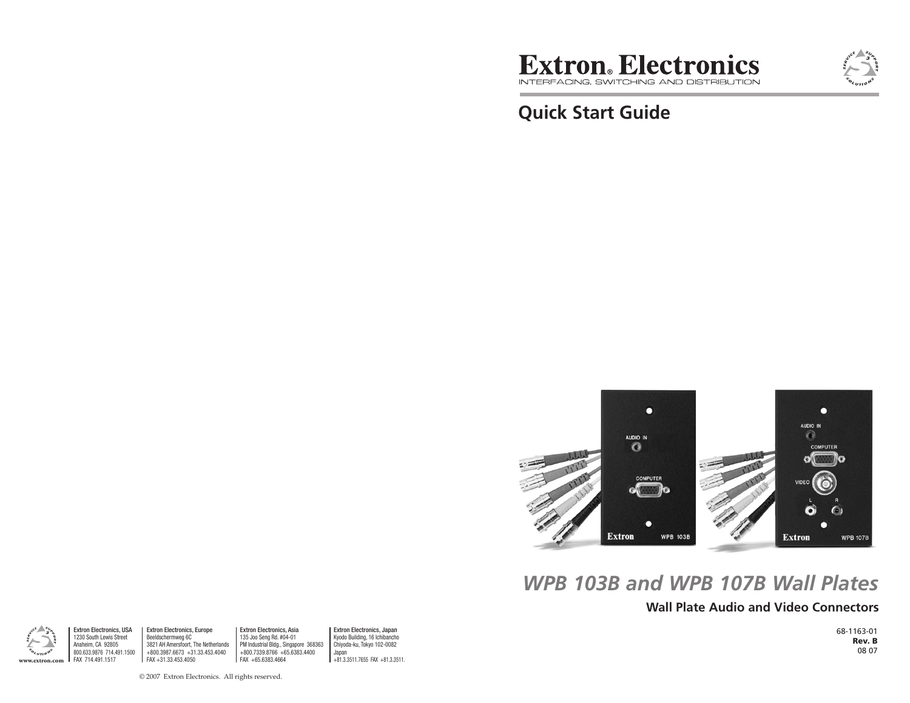# Extron® Electronics

INTERFACING, SWITCHING AND DISTRIBUTION

## Quick Start Guide

# *WPB 103B and WPB 107B Wall Plates*

**Wall Plate Audio and Video Connectors**

68-1163-01
**Rev. B**
08 07

www.extron.com

**Extron Electronics, USA**
1230 South Lewis Street
Anaheim, CA 92805
800.633.9876 714.491.1500
FAX 714.491.1517

**Extron Electronics, Europe**
Beeldschermweg 6C
3821 AH Amersfoort, The Netherlands
+800.3987.6673 +31.33.453.4040
FAX +31.33.453.4050

**Extron Electronics, Asia**
135 Joo Seng Rd. #04-01
PM Industrial Bldg., Singapore 368363
+800.7339.8766 +65.6383.4400
FAX +65.6383.4664

**Extron Electronics, Japan**
Kyodo Building, 16 Ichibancho
Chiyoda-ku, Tokyo 102-0082
Japan
+81.3.3511.7655 FAX +81.3.3511.

© 2007 Extron Electronics. All rights reserved.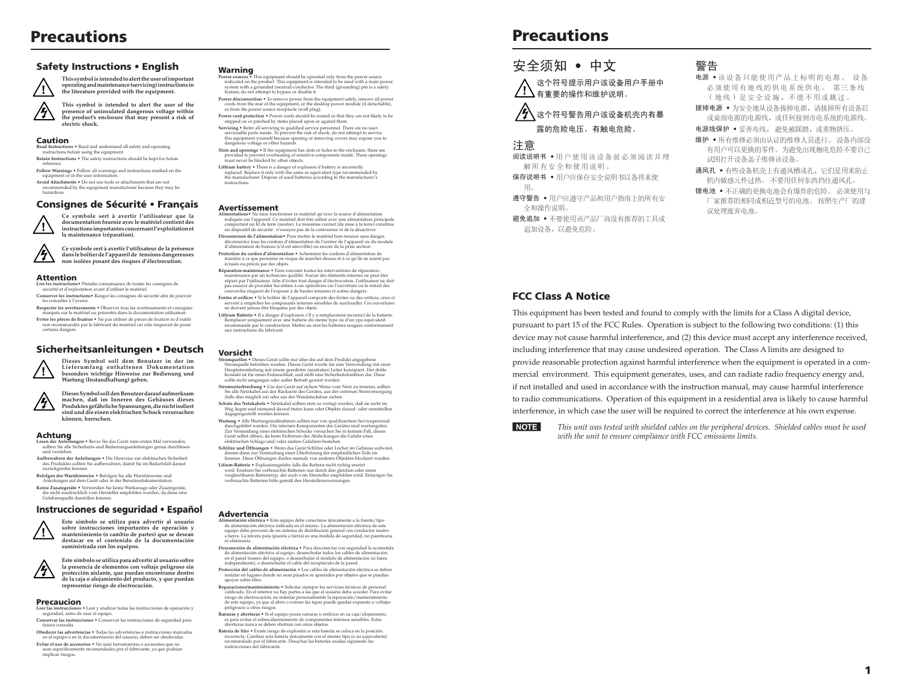# Precautions

## Safety Instructions • English

**This symbol is intended to alert the user of important operating and maintenance (servicing) instructions in the literature provided with the equipment.**

**This symbol is intended to alert the user of the presence of uninsulated dangerous voltage within the product's enclosure that may present a risk of electric shock.**

### Caution

**Read Instructions** • Read and understand all safety and operating instructions before using the equipment.

**Retain Instructions** • The safety instructions should be kept for future reference.

**Follow Warnings** • Follow all warnings and instructions marked on the equipment or in the user information.

**Avoid Attachments** • Do not use tools or attachments that are not recommended by the equipment manufacturer because they may be hazardous.

### Warning

**Power sources** • This equipment should be operated only from the power source indicated on the product. This equipment is intended to be used with a main power system with a grounded (neutral) conductor. The third (grounding) pin is a safety feature, do not attempt to bypass or disable it.

**Power disconnection** • To remove power from the equipment safely, remove all power cords from the rear of the equipment, or the desktop power module (if detachable), or from the power source receptacle (wall plug).

**Power cord protection** • Power cords should be routed so that they are not likely to be stepped on or pinched by items placed upon or against them.

**Servicing** • Refer all servicing to qualified service personnel. There are no user-serviceable parts inside. To prevent the risk of shock, do not attempt to service this equipment yourself because opening or removing covers may expose you to dangerous voltage or other hazards.

**Slots and openings** • If the equipment has slots or holes in the enclosure, these are provided to prevent overheating of sensitive components inside. These openings must never be blocked by other objects.

**Lithium battery** • There is a danger of explosion if battery is incorrectly replaced. Replace it only with the same or equivalent type recommended by the manufacturer. Dispose of used batteries according to the manufacturer's instructions.

## Consignes de Sécurité • Français

**Ce symbole sert à avertir l'utilisateur que la documentation fournie avec le matériel contient des instructions importantes concernant l'exploitation et la maintenance (réparation).**

**Ce symbole sert à avertir l'utilisateur de la présence dans le boîtier de l'appareil de tensions dangereuses non isolées posant des risques d'électrocution.**

### Attention

**Lire les instructions**• Prendre connaissance de toutes les consignes de sécurité et d'exploitation avant d'utiliser le matériel.

**Conserver les instructions**• Ranger les consignes de sécurité afin de pouvoir les consulter à l'avenir.

**Respecter les avertissements** • Observer tous les avertissements et consignes marqués sur le matériel ou présentés dans la documentation utilisateur.

**Eviter les pièces de fixation** • Ne pas utiliser de pièces de fixation ni d'outils non recommandés par le fabricant du matériel car cela risquerait de poser certains dangers.

### Avertissement

**Alimentations**• Ne faire fonctionner ce matériel qu'avec la source d'alimentation indiquée sur l'appareil. Ce matériel doit être utilisé avec une alimentation principale comportant un fil de terre (neutre). Le troisième contact (de mise à la terre) constitue un dispositif de sécurité : n'essayez pas de la contourner ni de la désactiver.

**Déconnexion de l'alimentation**• Pour mettre le matériel hors tension sans danger, déconnectez tous les cordons d'alimentation de l'arrière de l'appareil ou du module d'alimentation de bureau (s'il est amovible) ou encore de la prise secteur.

**Protection du cordon d'alimentation** • Acheminer les cordons d'alimentation de manière à ce que personne ne risque de marcher dessus et à ce qu'ils ne soient pas écrasés ou pincés par des objets.

**Réparation-maintenance** • Faire exécuter toutes les interventions de réparation-maintenance par un technicien qualifié. Aucun des éléments internes ne peut être réparé par l'utilisateur. Afin d'éviter tout danger d'électrocution, l'utilisateur ne doit pas essayer de procéder lui-même à ces opérations car l'ouverture ou le retrait des couvercles risquent de l'exposer à de hautes tensions et autres dangers.

**Fentes et orifices** • Si le boîtier de l'appareil comporte des fentes ou des orifices, ceux-ci servent à empêcher les composants internes sensibles de surchauffer. Ces ouvertures ne doivent jamais être bloquées par des objets.

**Lithium Batterie** • Il a danger d'explosion s'il y a remplacment incorrect de la batterie. Remplacer uniquement avec une batterie du meme type ou d'un ype equivalent recommande par le constructeur. Mettre au reut les batteries usagees conformement aux instructions du fabricant.

## Sicherheitsanleitungen • Deutsch

**Dieses Symbol soll dem Benutzer in der im Lieferumfang enthaltenen Dokumentation besonders wichtige Hinweise zur Bedienung und Wartung (Instandhaltung) geben.**

**Dieses Symbol soll den Benutzer darauf aufmerksam machen, daß im Inneren des Gehäuses dieses Produktes gefährliche Spannungen, die nicht isoliert sind und die einen elektrischen Schock verursachen können, herrschen.**

### Achtung

**Lesen der Anleitungen** • Bevor Sie das Gerät zum ersten Mal verwenden, sollten Sie alle Sicherheits-und Bedienungsanleitungen genau durchlesen und verstehen.

**Aufbewahren der Anleitungen** • Die Hinweise zur elektrischen Sicherheit des Produktes sollten Sie aufbewahren, damit Sie im Bedarfsfall darauf zurückgreifen können.

**Befolgen der Warnhinweise** • Befolgen Sie alle Warnhinweise und Anleitungen auf dem Gerät oder in der Benutzerdokumentation.

**Keine Zusatzgeräte** • Verwenden Sie keine Werkzeuge oder Zusatzgeräte, die nicht ausdrücklich vom Hersteller empfohlen wurden, da diese eine Gefahrenquelle darstellen können.

### Vorsicht

**Stromquellen** • Dieses Gerät sollte nur über die auf dem Produkt angegebene Stromquelle betrieben werden. Dieses Gerät wurde für eine Verwendung mit einer Hauptstromleitung mit einem geerdeten (neutralen) Leiter konzipiert. Der dritte Kontakt ist für einen Erdanschluß, und stellt eine Sicherheitsfunktion dar. Diese sollte nicht umgangen oder außer Betrieb gesetzt werden.

**Stromunterbrechung** • Um das Gerät auf sichere Weise vom Netz zu trennen, sollten Sie alle Netzkabel aus der Rückseite des Gerätes, aus der externen Stomversorgung (falls dies möglich ist) oder aus der Wandsteckdose ziehen.

**Schutz des Netzkabels** • Netzkabel sollten stets so verlegt werden, daß sie nicht im Weg liegen und niemand darauf treten kann oder Objekte darauf- oder unmittelbar dagegengestellt werden können.

**Wartung** • Alle Wartungsmaßnahmen sollten nur von qualifiziertem Servicepersonal durchgeführt werden. Die internen Komponenten des Gerätes sind wartungsfrei. Zur Vermeidung eines elektrischen Schocks versuchen Sie in keinem Fall, dieses Gerät selbst öffnen, da beim Entfernen der Abdeckungen die Gefahr eines elektrischen Schlags und/oder andere Gefahren bestehen.

**Schlitze und Öffnungen** • Wenn das Gerät Schlitze oder Löcher im Gehäuse aufweist, dienen diese zur Vermeidung einer Überhitzung der empfindlichen Teile im Inneren. Diese Öffnungen dürfen niemals von anderen Objekten blockiert werden.

**Litium-Batterie** • Explosionsgefahr, falls die Batterie nicht richtig ersetzt wird. Ersetzen Sie verbrauchte Batterien nur durch den gleichen oder einen vergleichbaren Batterietyp, der auch vom Hersteller empfohlen wird. Entsorgen Sie verbrauchte Batterien bitte gemäß den Herstelleranweisungen.

## Instrucciones de seguridad • Español

**Este símbolo se utiliza para advertir al usuario sobre instrucciones importantes de operación y mantenimiento (o cambio de partes) que se desean destacar en el contenido de la documentación suministrada con los equipos.**

**Este símbolo se utiliza para advertir al usuario sobre la presencia de elementos con voltaje peligroso sin protección aislante, que puedan encontrarse dentro de la caja o alojamiento del producto, y que puedan representar riesgo de electrocución.**

### Precaucion

**Leer las instrucciones** • Leer y analizar todas las instrucciones de operación y seguridad, antes de usar el equipo.

**Conservar las instrucciones** • Conservar las instrucciones de seguridad para futura consulta.

**Obedecer las advertencias** • Todas las advertencias e instrucciones marcadas en el equipo o en la documentación del usuario, deben ser obedecidas.

**Evitar el uso de accesorios** • No usar herramientas o accesorios que no sean especificamente recomendados por el fabricante, ya que podrian implicar riesgos.

### Advertencia

**Alimentación eléctrica** • Este equipo debe conectarse únicamente a la fuente/tipo de alimentación eléctrica indicada en el mismo. La alimentación eléctrica de este equipo debe provenir de un sistema de distribución general con conductor neutro a tierra. La tercera pata (puesta a tierra) es una medida de seguridad, no puentearia ni eliminaria.

**Desconexión de alimentación eléctrica** • Para desconectar con seguridad la acometida de alimentación eléctrica al equipo, desenchufar todos los cables de alimentación en el panel trasero del equipo, o desenchufar el módulo de alimentación (si fuera independiente), o desenchufar el cable del receptáculo de la pared.

**Protección del cables de alimentación** • Los cables de alimentación eléctrica se deben instalar en lugares donde no sean pisados ni apretados por objetos que se puedan apoyar sobre ellos.

**Reparaciones/mantenimiento** • Solicitar siempre los servicios técnicos de personal calificado. En el interior no hay partes a las que el usuario deba acceder. Para evitar riesgo de electrocución, no intentar personalmente la reparación/mantenimiento de este equipo, ya que al abrir o extraer las tapas puede quedar expuesto a voltajes peligrosos u otros riesgos.

**Ranuras y aberturas** • Si el equipo posee ranuras o orificios en su caja/alojamiento, es para evitar el sobrecalientamiento de componentes internos sensibles. Estas aberturas nunca se deben obstruir con otros objetos.

**Batería de litio** • Existe riesgo de explosión si esta batería se coloca en la posición incorrecta. Cambiar esta batería únicamente con el mismo tipo (o su equivalente) recomendado por el fabricante. Desachar las baterías usadas siguiendo las instrucciones del fabricante.

# Precautions

## 安全须知 • 中文

这个符号提示用户该设备用户手册中有重要的操作和维护说明。

这个符号警告用户该设备机壳内有暴露的危险电压，有触电危险。

### 注意

**阅读说明书** • 用户使用该设备前必须阅读并理解所有安全和使用说明。

**保存说明书** • 用户应保存安全说明书以备将来使用。

**遵守警告** • 用户应遵守产品和用户指南上的所有安全和操作说明。

**避免追加** • 不要使用该产品厂商没有推荐的工具或追加设备，以避免危险。

### 警告

**电源** • 该设备只能使用产品上标明的电源。 设备必须使用有地线的供电系统供电。 第三条线（地线）是安全设施，不能不用或跳过。

**拔掉电源** • 为安全地从设备拔掉电源，请拔掉所有设备后或桌面电源的电源线，或任何接到市电系统的电源线。

**电源线保护** • 妥善布线， 避免被踩踏，或重物挤压。

**维护** • 所有维修必须由认证的维修人员进行。 设备内部没有用户可以更换的零件。为避免出现触电危险不要自己试图打开设备盖子维修该设备。

**通风孔** • 有些设备机壳上有通风槽或孔，它们是用来防止机内敏感元件过热。 不要用任何东西挡住通风孔。

**锂电池** • 不正确的更换电池会有爆炸的危险。 必须使用与厂家推荐的相同或相近型号的电池。 按照生产厂的建议处理废弃电池。

## FCC Class A Notice

This equipment has been tested and found to comply with the limits for a Class A digital device, pursuant to part 15 of the FCC Rules. Operation is subject to the following two conditions: (1) this device may not cause harmful interference, and (2) this device must accept any interference received, including interference that may cause undesired operation. The Class A limits are designed to provide reasonable protection against harmful interference when the equipment is operated in a commercial environment. This equipment generates, uses, and can radiate radio frequency energy and, if not installed and used in accordance with the instruction manual, may cause harmful interference to radio communications. Operation of this equipment in a residential area is likely to cause harmful interference, in which case the user will be required to correct the interference at his own expense.

**NOTE** *This unit was tested with shielded cables on the peripheral devices. Shielded cables must be used with the unit to ensure compliance with FCC emissions limits.*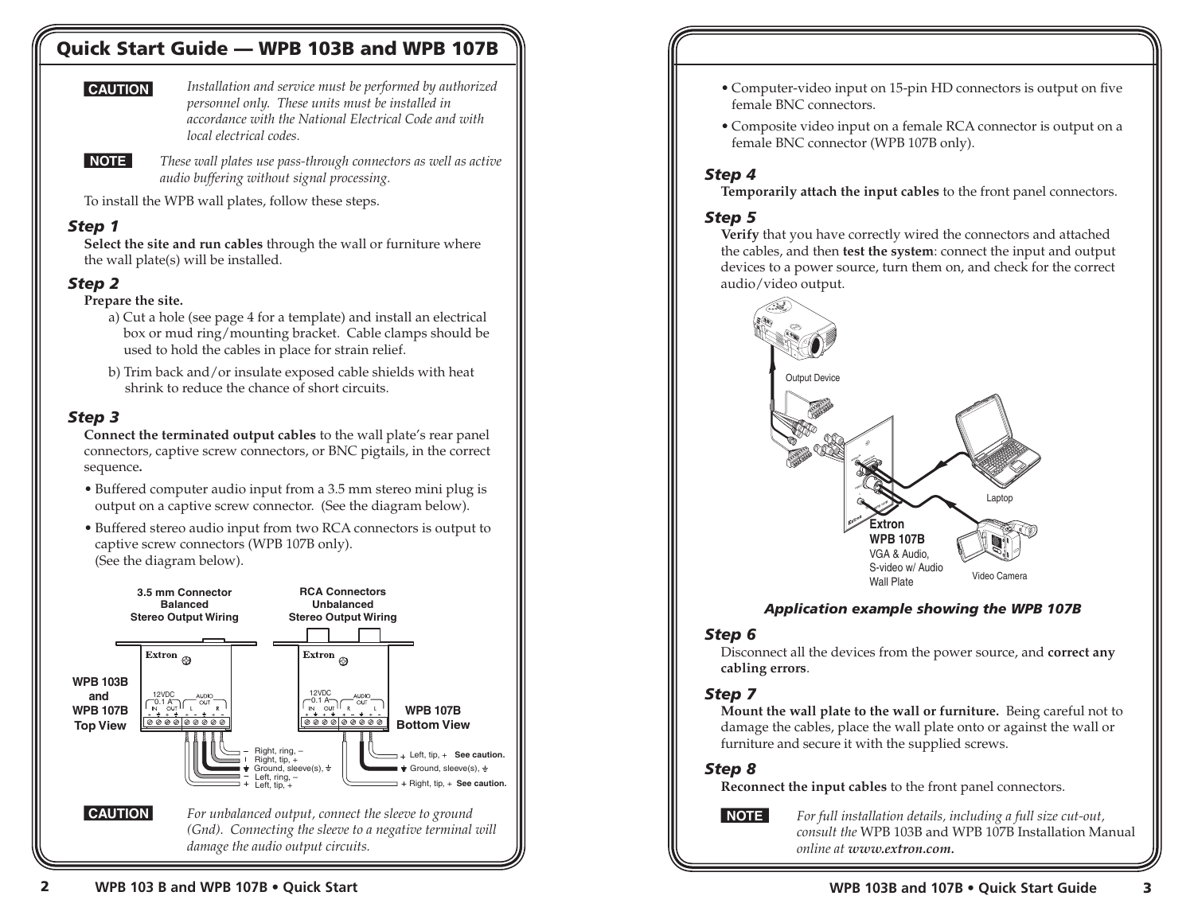# Quick Start Guide — WPB 103B and WPB 107B

**CAUTION** *Installation and service must be performed by authorized personnel only. These units must be installed in accordance with the National Electrical Code and with local electrical codes.*

**NOTE** *These wall plates use pass-through connectors as well as active audio buffering without signal processing.*

To install the WPB wall plates, follow these steps.

### Step 1

**Select the site and run cables** through the wall or furniture where the wall plate(s) will be installed.

### Step 2

**Prepare the site.**

a) Cut a hole (see page 4 for a template) and install an electrical box or mud ring/mounting bracket. Cable clamps should be used to hold the cables in place for strain relief.

b) Trim back and/or insulate exposed cable shields with heat shrink to reduce the chance of short circuits.

### Step 3

**Connect the terminated output cables** to the wall plate's rear panel connectors, captive screw connectors, or BNC pigtails, in the correct sequence**.**

- Buffered computer audio input from a 3.5 mm stereo mini plug is output on a captive screw connector. (See the diagram below).
- Buffered stereo audio input from two RCA connectors is output to captive screw connectors (WPB 107B only). (See the diagram below).

3.5 mm Connector Balanced Stereo Output Wiring

RCA Connectors Unbalanced Stereo Output Wiring

WPB 103B and WPB 107B Top View

WPB 107B Bottom View

Right, ring, –
Right, tip, +
Ground, sleeve(s)
Left, ring, –
Left, tip, +

Left, tip, + See caution.
Ground, sleeve(s)
Right, tip, + See caution.

**CAUTION** *For unbalanced output, connect the sleeve to ground (Gnd). Connecting the sleeve to a negative terminal will damage the audio output circuits.*

- Computer-video input on 15-pin HD connectors is output on five female BNC connectors.
- Composite video input on a female RCA connector is output on a female BNC connector (WPB 107B only).

### Step 4

**Temporarily attach the input cables** to the front panel connectors.

### Step 5

**Verify** that you have correctly wired the connectors and attached the cables, and then **test the system**: connect the input and output devices to a power source, turn them on, and check for the correct audio/video output.

Output Device

Laptop

**Extron WPB 107B**
VGA & Audio, S-video w/ Audio Wall Plate

Video Camera

***Application example showing the WPB 107B***

### Step 6

Disconnect all the devices from the power source, and **correct any cabling errors**.

### Step 7

**Mount the wall plate to the wall or furniture.** Being careful not to damage the cables, place the wall plate onto or against the wall or furniture and secure it with the supplied screws.

### Step 8

**Reconnect the input cables** to the front panel connectors.

**NOTE** *For full installation details, including a full size cut-out, consult the* WPB 103B and WPB 107B Installation Manual *online at **www.extron.com.***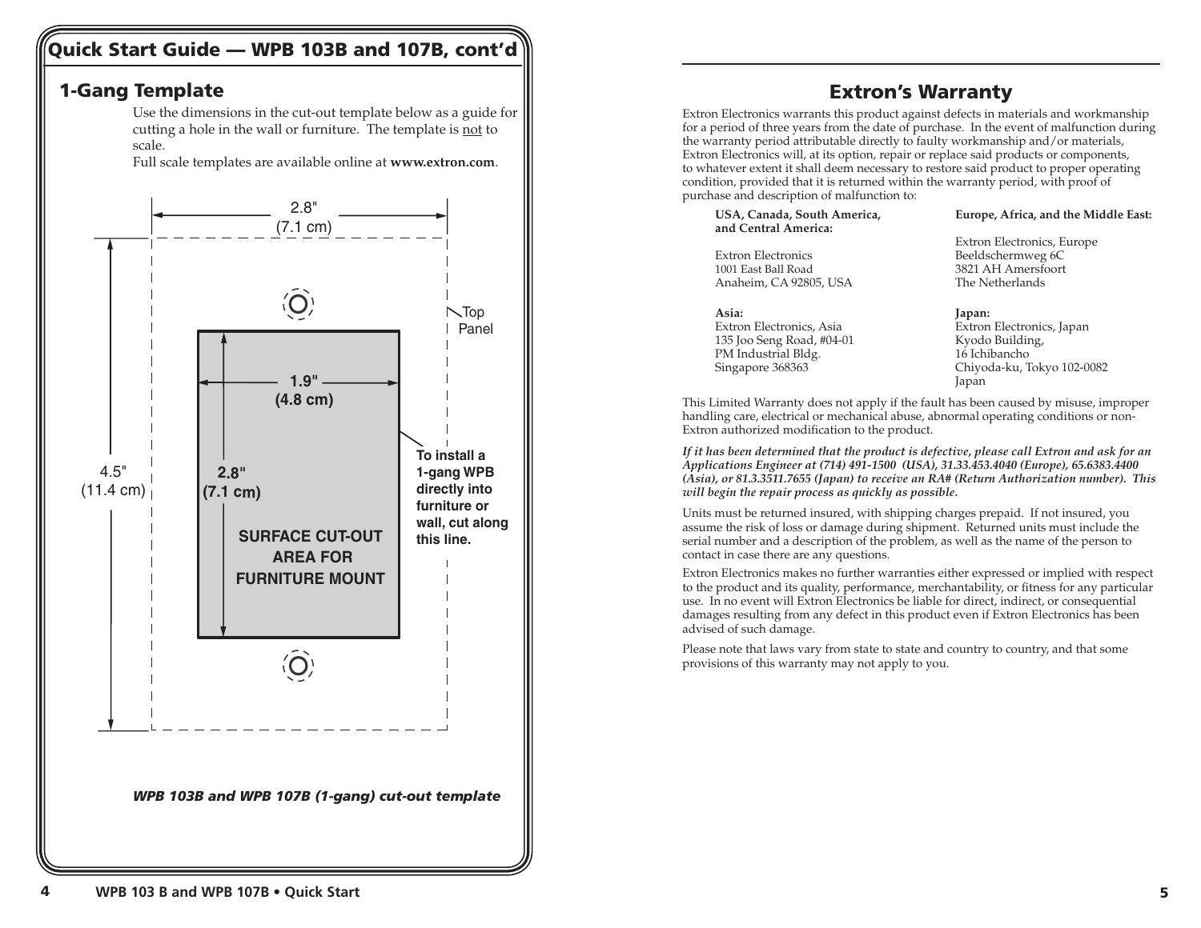## Quick Start Guide — WPB 103B and 107B, cont'd

### 1-Gang Template

Use the dimensions in the cut-out template below as a guide for cutting a hole in the wall or furniture. The template is not to scale.

Full scale templates are available online at **www.extron.com**.

2.8"
(7.1 cm)

Top
Panel

1.9"
(4.8 cm)

4.5"
(11.4 cm)

2.8"
(7.1 cm)

SURFACE CUT-OUT
AREA FOR
FURNITURE MOUNT

To install a 1-gang WPB directly into furniture or wall, cut along this line.

***WPB 103B and WPB 107B (1-gang) cut-out template***

## Extron's Warranty

Extron Electronics warrants this product against defects in materials and workmanship for a period of three years from the date of purchase. In the event of malfunction during the warranty period attributable directly to faulty workmanship and/or materials, Extron Electronics will, at its option, repair or replace said products or components, to whatever extent it shall deem necessary to restore said product to proper operating condition, provided that it is returned within the warranty period, with proof of purchase and description of malfunction to:

**USA, Canada, South America, and Central America:**

Extron Electronics
1001 East Ball Road
Anaheim, CA 92805, USA

**Europe, Africa, and the Middle East:**

Extron Electronics, Europe
Beeldschermweg 6C
3821 AH Amersfoort
The Netherlands

**Asia:**

Extron Electronics, Asia
135 Joo Seng Road, #04-01
PM Industrial Bldg.
Singapore 368363

**Japan:**

Extron Electronics, Japan
Kyodo Building,
16 Ichibancho
Chiyoda-ku, Tokyo 102-0082
Japan

This Limited Warranty does not apply if the fault has been caused by misuse, improper handling care, electrical or mechanical abuse, abnormal operating conditions or non-Extron authorized modification to the product.

***If it has been determined that the product is defective, please call Extron and ask for an Applications Engineer at (714) 491-1500 (USA), 31.33.453.4040 (Europe), 65.6383.4400 (Asia), or 81.3.3511.7655 (Japan) to receive an RA# (Return Authorization number). This will begin the repair process as quickly as possible.***

Units must be returned insured, with shipping charges prepaid. If not insured, you assume the risk of loss or damage during shipment. Returned units must include the serial number and a description of the problem, as well as the name of the person to contact in case there are any questions.

Extron Electronics makes no further warranties either expressed or implied with respect to the product and its quality, performance, merchantability, or fitness for any particular use. In no event will Extron Electronics be liable for direct, indirect, or consequential damages resulting from any defect in this product even if Extron Electronics has been advised of such damage.

Please note that laws vary from state to state and country to country, and that some provisions of this warranty may not apply to you.